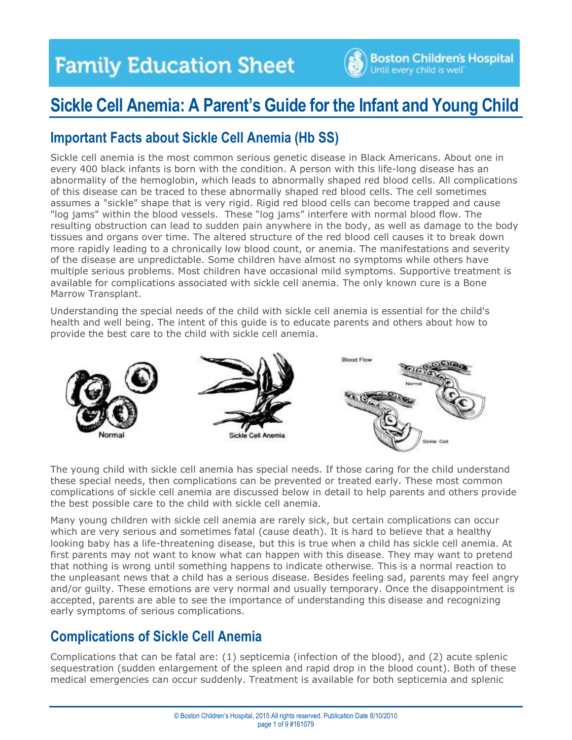# Family Education Sheet

Boston Children's Hospital
Until every child is well

# Sickle Cell Anemia: A Parent's Guide for the Infant and Young Child

## Important Facts about Sickle Cell Anemia (Hb SS)

Sickle cell anemia is the most common serious genetic disease in Black Americans. About one in every 400 black infants is born with the condition. A person with this life-long disease has an abnormality of the hemoglobin, which leads to abnormally shaped red blood cells. All complications of this disease can be traced to these abnormally shaped red blood cells. The cell sometimes assumes a "sickle" shape that is very rigid. Rigid red blood cells can become trapped and cause "log jams" within the blood vessels. These "log jams" interfere with normal blood flow. The resulting obstruction can lead to sudden pain anywhere in the body, as well as damage to the body tissues and organs over time. The altered structure of the red blood cell causes it to break down more rapidly leading to a chronically low blood count, or anemia. The manifestations and severity of the disease are unpredictable. Some children have almost no symptoms while others have multiple serious problems. Most children have occasional mild symptoms. Supportive treatment is available for complications associated with sickle cell anemia. The only known cure is a Bone Marrow Transplant.

Understanding the special needs of the child with sickle cell anemia is essential for the child's health and well being. The intent of this guide is to educate parents and others about how to provide the best care to the child with sickle cell anemia.

Normal

Sickle Cell Anemia

Blood Flow — Normal — Sickle Cell

The young child with sickle cell anemia has special needs. If those caring for the child understand these special needs, then complications can be prevented or treated early. These most common complications of sickle cell anemia are discussed below in detail to help parents and others provide the best possible care to the child with sickle cell anemia.

Many young children with sickle cell anemia are rarely sick, but certain complications can occur which are very serious and sometimes fatal (cause death). It is hard to believe that a healthy looking baby has a life-threatening disease, but this is true when a child has sickle cell anemia. At first parents may not want to know what can happen with this disease. They may want to pretend that nothing is wrong until something happens to indicate otherwise. This is a normal reaction to the unpleasant news that a child has a serious disease. Besides feeling sad, parents may feel angry and/or guilty. These emotions are very normal and usually temporary. Once the disappointment is accepted, parents are able to see the importance of understanding this disease and recognizing early symptoms of serious complications.

## Complications of Sickle Cell Anemia

Complications that can be fatal are: (1) septicemia (infection of the blood), and (2) acute splenic sequestration (sudden enlargement of the spleen and rapid drop in the blood count). Both of these medical emergencies can occur suddenly. Treatment is available for both septicemia and splenic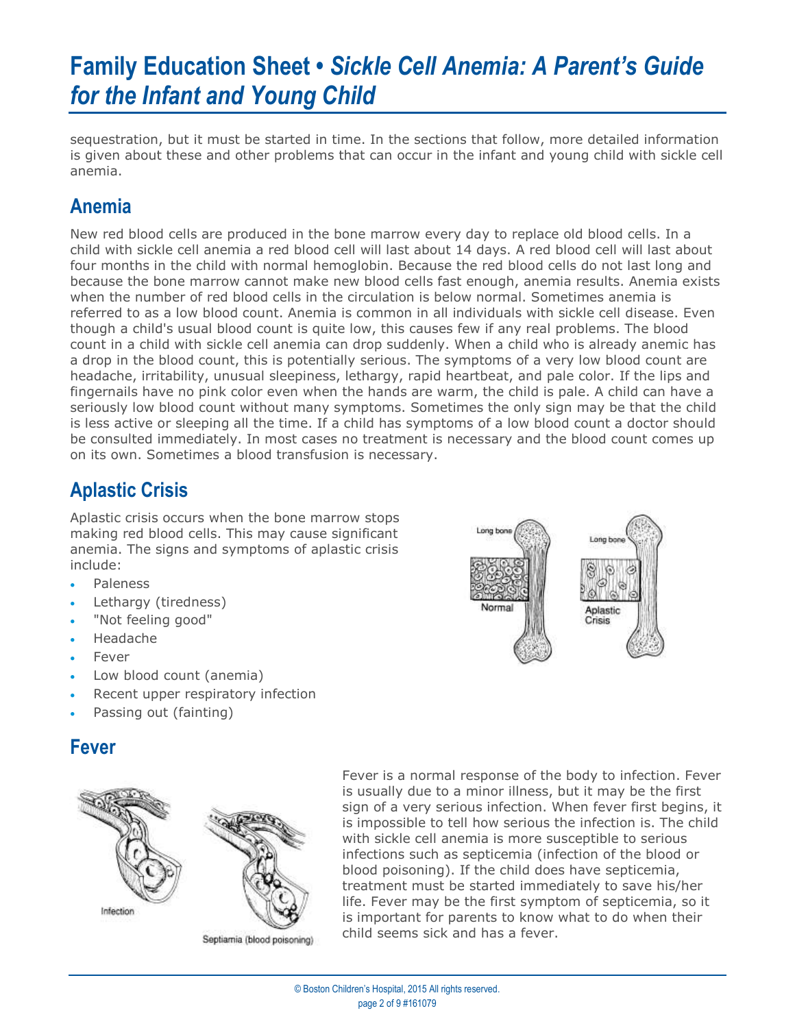sequestration, but it must be started in time. In the sections that follow, more detailed information is given about these and other problems that can occur in the infant and young child with sickle cell anemia.

## Anemia

New red blood cells are produced in the bone marrow every day to replace old blood cells. In a child with sickle cell anemia a red blood cell will last about 14 days. A red blood cell will last about four months in the child with normal hemoglobin. Because the red blood cells do not last long and because the bone marrow cannot make new blood cells fast enough, anemia results. Anemia exists when the number of red blood cells in the circulation is below normal. Sometimes anemia is referred to as a low blood count. Anemia is common in all individuals with sickle cell disease. Even though a child's usual blood count is quite low, this causes few if any real problems. The blood count in a child with sickle cell anemia can drop suddenly. When a child who is already anemic has a drop in the blood count, this is potentially serious. The symptoms of a very low blood count are headache, irritability, unusual sleepiness, lethargy, rapid heartbeat, and pale color. If the lips and fingernails have no pink color even when the hands are warm, the child is pale. A child can have a seriously low blood count without many symptoms. Sometimes the only sign may be that the child is less active or sleeping all the time. If a child has symptoms of a low blood count a doctor should be consulted immediately. In most cases no treatment is necessary and the blood count comes up on its own. Sometimes a blood transfusion is necessary.

## Aplastic Crisis

Aplastic crisis occurs when the bone marrow stops making red blood cells. This may cause significant anemia. The signs and symptoms of aplastic crisis include:

- Paleness
- Lethargy (tiredness)
- "Not feeling good"
- Headache
- Fever
- Low blood count (anemia)
- Recent upper respiratory infection
- Passing out (fainting)

## Fever

Fever is a normal response of the body to infection. Fever is usually due to a minor illness, but it may be the first sign of a very serious infection. When fever first begins, it is impossible to tell how serious the infection is. The child with sickle cell anemia is more susceptible to serious infections such as septicemia (infection of the blood or blood poisoning). If the child does have septicemia, treatment must be started immediately to save his/her life. Fever may be the first symptom of septicemia, so it is important for parents to know what to do when their child seems sick and has a fever.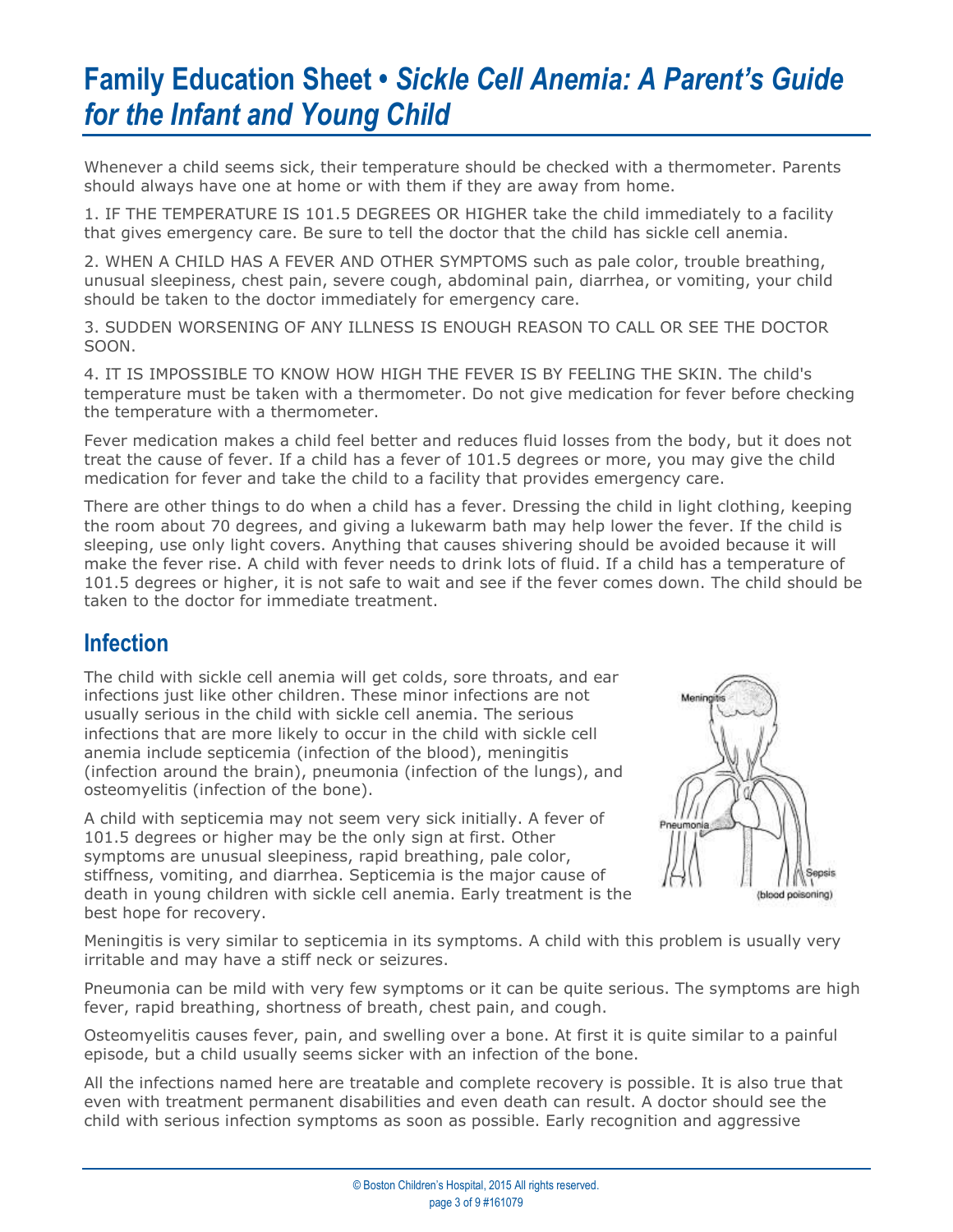# Family Education Sheet • *Sickle Cell Anemia: A Parent's Guide for the Infant and Young Child*

Whenever a child seems sick, their temperature should be checked with a thermometer. Parents should always have one at home or with them if they are away from home.

1. IF THE TEMPERATURE IS 101.5 DEGREES OR HIGHER take the child immediately to a facility that gives emergency care. Be sure to tell the doctor that the child has sickle cell anemia.

2. WHEN A CHILD HAS A FEVER AND OTHER SYMPTOMS such as pale color, trouble breathing, unusual sleepiness, chest pain, severe cough, abdominal pain, diarrhea, or vomiting, your child should be taken to the doctor immediately for emergency care.

3. SUDDEN WORSENING OF ANY ILLNESS IS ENOUGH REASON TO CALL OR SEE THE DOCTOR SOON.

4. IT IS IMPOSSIBLE TO KNOW HOW HIGH THE FEVER IS BY FEELING THE SKIN. The child's temperature must be taken with a thermometer. Do not give medication for fever before checking the temperature with a thermometer.

Fever medication makes a child feel better and reduces fluid losses from the body, but it does not treat the cause of fever. If a child has a fever of 101.5 degrees or more, you may give the child medication for fever and take the child to a facility that provides emergency care.

There are other things to do when a child has a fever. Dressing the child in light clothing, keeping the room about 70 degrees, and giving a lukewarm bath may help lower the fever. If the child is sleeping, use only light covers. Anything that causes shivering should be avoided because it will make the fever rise. A child with fever needs to drink lots of fluid. If a child has a temperature of 101.5 degrees or higher, it is not safe to wait and see if the fever comes down. The child should be taken to the doctor for immediate treatment.

## Infection

The child with sickle cell anemia will get colds, sore throats, and ear infections just like other children. These minor infections are not usually serious in the child with sickle cell anemia. The serious infections that are more likely to occur in the child with sickle cell anemia include septicemia (infection of the blood), meningitis (infection around the brain), pneumonia (infection of the lungs), and osteomyelitis (infection of the bone).

A child with septicemia may not seem very sick initially. A fever of 101.5 degrees or higher may be the only sign at first. Other symptoms are unusual sleepiness, rapid breathing, pale color, stiffness, vomiting, and diarrhea. Septicemia is the major cause of death in young children with sickle cell anemia. Early treatment is the best hope for recovery.

Meningitis is very similar to septicemia in its symptoms. A child with this problem is usually very irritable and may have a stiff neck or seizures.

Pneumonia can be mild with very few symptoms or it can be quite serious. The symptoms are high fever, rapid breathing, shortness of breath, chest pain, and cough.

Osteomyelitis causes fever, pain, and swelling over a bone. At first it is quite similar to a painful episode, but a child usually seems sicker with an infection of the bone.

All the infections named here are treatable and complete recovery is possible. It is also true that even with treatment permanent disabilities and even death can result. A doctor should see the child with serious infection symptoms as soon as possible. Early recognition and aggressive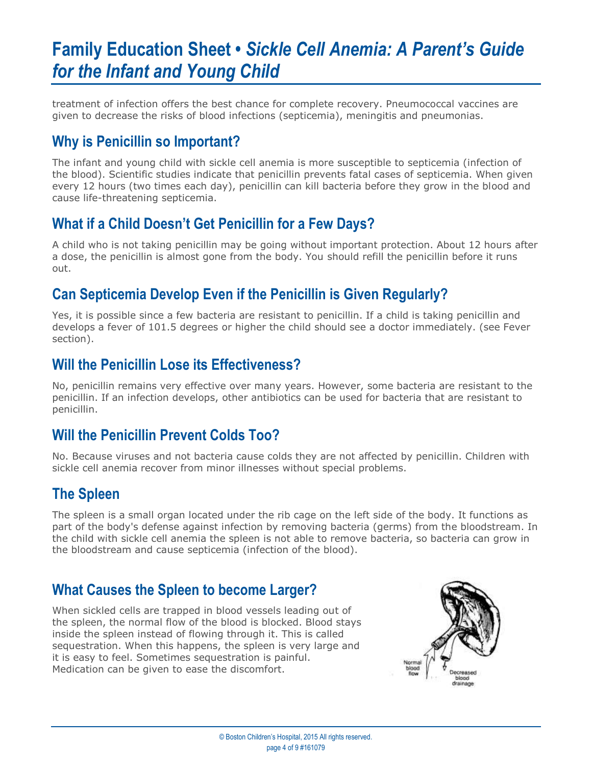treatment of infection offers the best chance for complete recovery. Pneumococcal vaccines are given to decrease the risks of blood infections (septicemia), meningitis and pneumonias.

## Why is Penicillin so Important?

The infant and young child with sickle cell anemia is more susceptible to septicemia (infection of the blood). Scientific studies indicate that penicillin prevents fatal cases of septicemia. When given every 12 hours (two times each day), penicillin can kill bacteria before they grow in the blood and cause life-threatening septicemia.

## What if a Child Doesn't Get Penicillin for a Few Days?

A child who is not taking penicillin may be going without important protection. About 12 hours after a dose, the penicillin is almost gone from the body. You should refill the penicillin before it runs out.

## Can Septicemia Develop Even if the Penicillin is Given Regularly?

Yes, it is possible since a few bacteria are resistant to penicillin. If a child is taking penicillin and develops a fever of 101.5 degrees or higher the child should see a doctor immediately. (see Fever section).

## Will the Penicillin Lose its Effectiveness?

No, penicillin remains very effective over many years. However, some bacteria are resistant to the penicillin. If an infection develops, other antibiotics can be used for bacteria that are resistant to penicillin.

## Will the Penicillin Prevent Colds Too?

No. Because viruses and not bacteria cause colds they are not affected by penicillin. Children with sickle cell anemia recover from minor illnesses without special problems.

## The Spleen

The spleen is a small organ located under the rib cage on the left side of the body. It functions as part of the body's defense against infection by removing bacteria (germs) from the bloodstream. In the child with sickle cell anemia the spleen is not able to remove bacteria, so bacteria can grow in the bloodstream and cause septicemia (infection of the blood).

## What Causes the Spleen to become Larger?

When sickled cells are trapped in blood vessels leading out of the spleen, the normal flow of the blood is blocked. Blood stays inside the spleen instead of flowing through it. This is called sequestration. When this happens, the spleen is very large and it is easy to feel. Sometimes sequestration is painful. Medication can be given to ease the discomfort.

Normal blood flow

Decreased blood drainage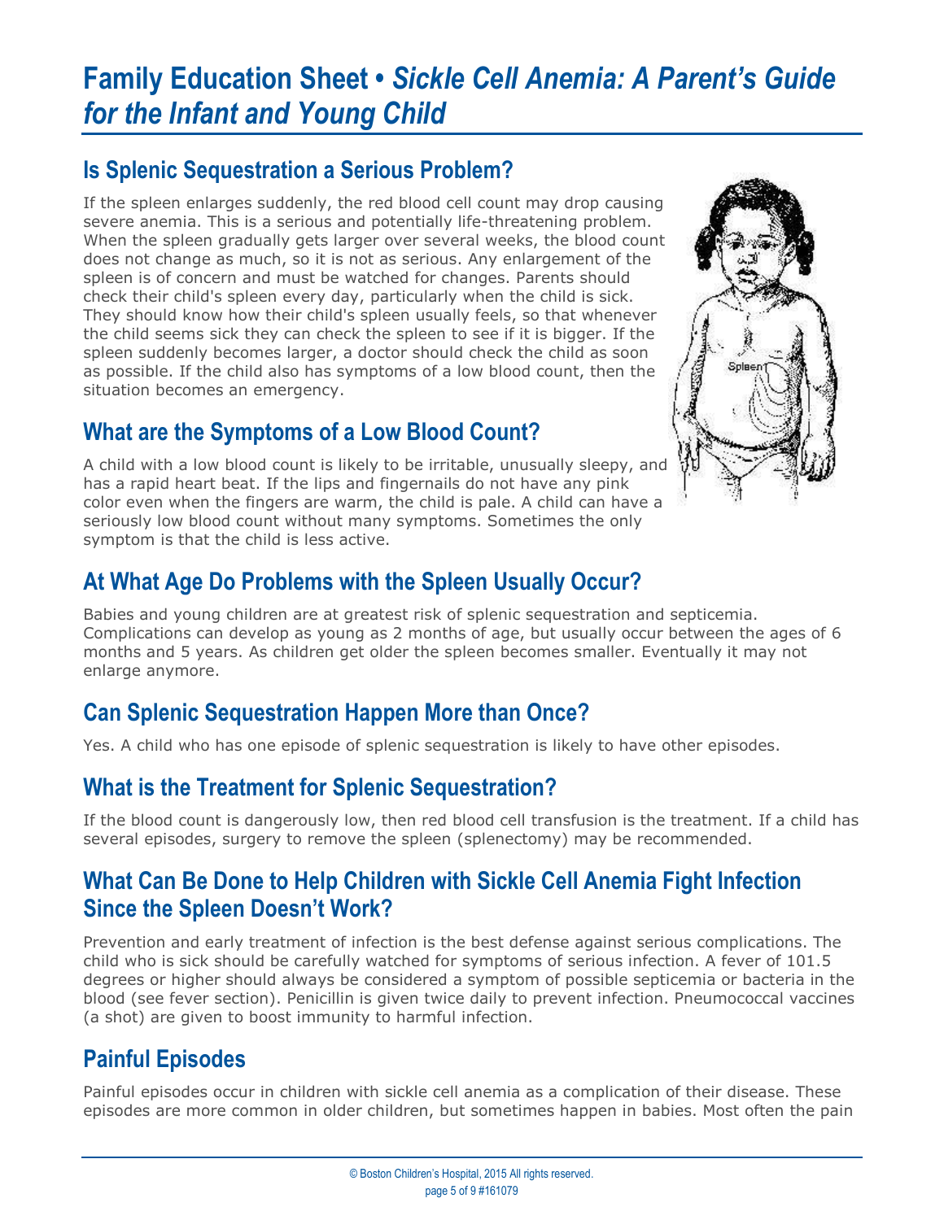# Family Education Sheet • *Sickle Cell Anemia: A Parent's Guide for the Infant and Young Child*

## Is Splenic Sequestration a Serious Problem?

If the spleen enlarges suddenly, the red blood cell count may drop causing severe anemia. This is a serious and potentially life-threatening problem. When the spleen gradually gets larger over several weeks, the blood count does not change as much, so it is not as serious. Any enlargement of the spleen is of concern and must be watched for changes. Parents should check their child's spleen every day, particularly when the child is sick. They should know how their child's spleen usually feels, so that whenever the child seems sick they can check the spleen to see if it is bigger. If the spleen suddenly becomes larger, a doctor should check the child as soon as possible. If the child also has symptoms of a low blood count, then the situation becomes an emergency.

## What are the Symptoms of a Low Blood Count?

A child with a low blood count is likely to be irritable, unusually sleepy, and has a rapid heart beat. If the lips and fingernails do not have any pink color even when the fingers are warm, the child is pale. A child can have a seriously low blood count without many symptoms. Sometimes the only symptom is that the child is less active.

## At What Age Do Problems with the Spleen Usually Occur?

Babies and young children are at greatest risk of splenic sequestration and septicemia. Complications can develop as young as 2 months of age, but usually occur between the ages of 6 months and 5 years. As children get older the spleen becomes smaller. Eventually it may not enlarge anymore.

## Can Splenic Sequestration Happen More than Once?

Yes. A child who has one episode of splenic sequestration is likely to have other episodes.

## What is the Treatment for Splenic Sequestration?

If the blood count is dangerously low, then red blood cell transfusion is the treatment. If a child has several episodes, surgery to remove the spleen (splenectomy) may be recommended.

## What Can Be Done to Help Children with Sickle Cell Anemia Fight Infection Since the Spleen Doesn't Work?

Prevention and early treatment of infection is the best defense against serious complications. The child who is sick should be carefully watched for symptoms of serious infection. A fever of 101.5 degrees or higher should always be considered a symptom of possible septicemia or bacteria in the blood (see fever section). Penicillin is given twice daily to prevent infection. Pneumococcal vaccines (a shot) are given to boost immunity to harmful infection.

## Painful Episodes

Painful episodes occur in children with sickle cell anemia as a complication of their disease. These episodes are more common in older children, but sometimes happen in babies. Most often the pain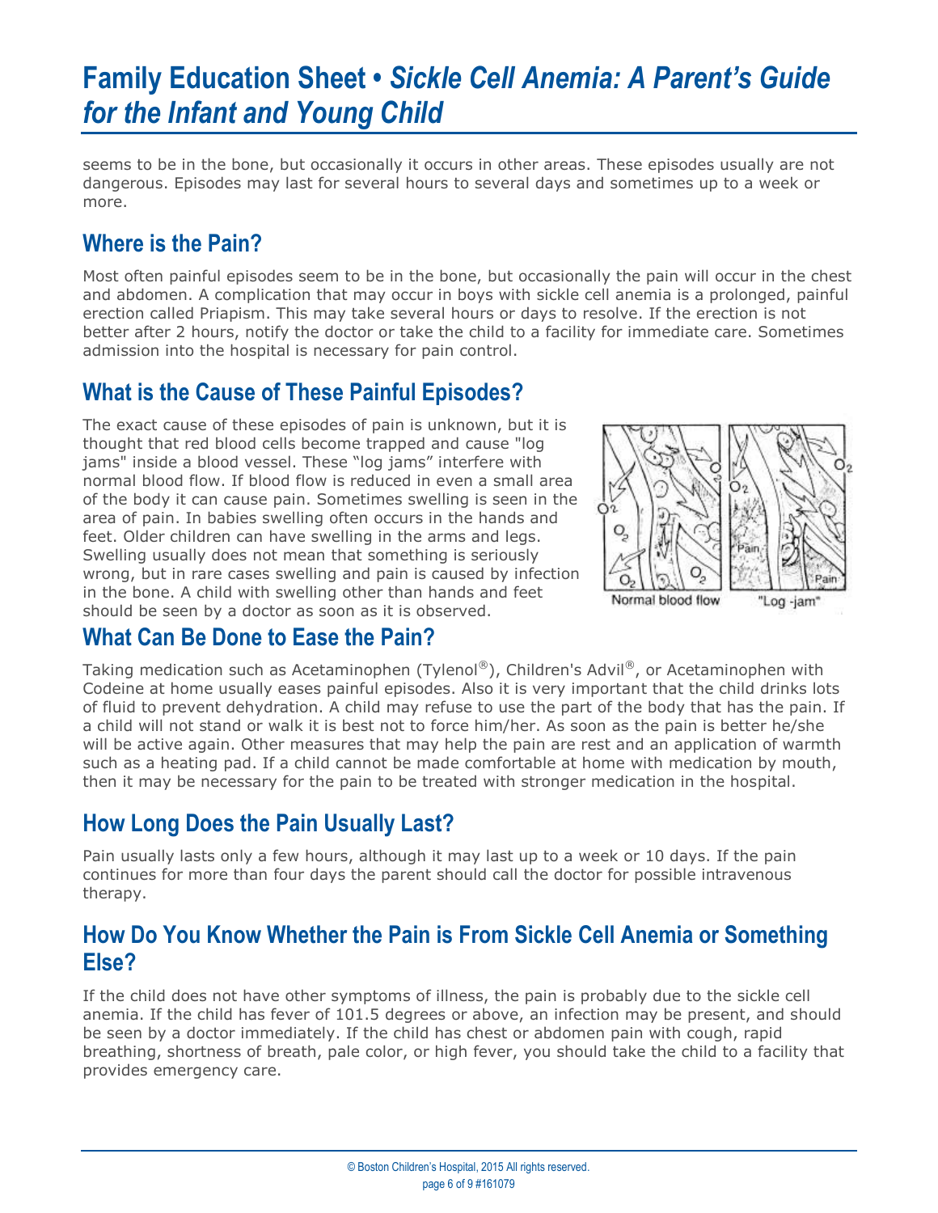seems to be in the bone, but occasionally it occurs in other areas. These episodes usually are not dangerous. Episodes may last for several hours to several days and sometimes up to a week or more.

## Where is the Pain?

Most often painful episodes seem to be in the bone, but occasionally the pain will occur in the chest and abdomen. A complication that may occur in boys with sickle cell anemia is a prolonged, painful erection called Priapism. This may take several hours or days to resolve. If the erection is not better after 2 hours, notify the doctor or take the child to a facility for immediate care. Sometimes admission into the hospital is necessary for pain control.

## What is the Cause of These Painful Episodes?

The exact cause of these episodes of pain is unknown, but it is thought that red blood cells become trapped and cause "log jams" inside a blood vessel. These "log jams" interfere with normal blood flow. If blood flow is reduced in even a small area of the body it can cause pain. Sometimes swelling is seen in the area of pain. In babies swelling often occurs in the hands and feet. Older children can have swelling in the arms and legs. Swelling usually does not mean that something is seriously wrong, but in rare cases swelling and pain is caused by infection in the bone. A child with swelling other than hands and feet should be seen by a doctor as soon as it is observed.

Normal blood flow "Log -jam"

## What Can Be Done to Ease the Pain?

Taking medication such as Acetaminophen (Tylenol®), Children's Advil®, or Acetaminophen with Codeine at home usually eases painful episodes. Also it is very important that the child drinks lots of fluid to prevent dehydration. A child may refuse to use the part of the body that has the pain. If a child will not stand or walk it is best not to force him/her. As soon as the pain is better he/she will be active again. Other measures that may help the pain are rest and an application of warmth such as a heating pad. If a child cannot be made comfortable at home with medication by mouth, then it may be necessary for the pain to be treated with stronger medication in the hospital.

## How Long Does the Pain Usually Last?

Pain usually lasts only a few hours, although it may last up to a week or 10 days. If the pain continues for more than four days the parent should call the doctor for possible intravenous therapy.

## How Do You Know Whether the Pain is From Sickle Cell Anemia or Something Else?

If the child does not have other symptoms of illness, the pain is probably due to the sickle cell anemia. If the child has fever of 101.5 degrees or above, an infection may be present, and should be seen by a doctor immediately. If the child has chest or abdomen pain with cough, rapid breathing, shortness of breath, pale color, or high fever, you should take the child to a facility that provides emergency care.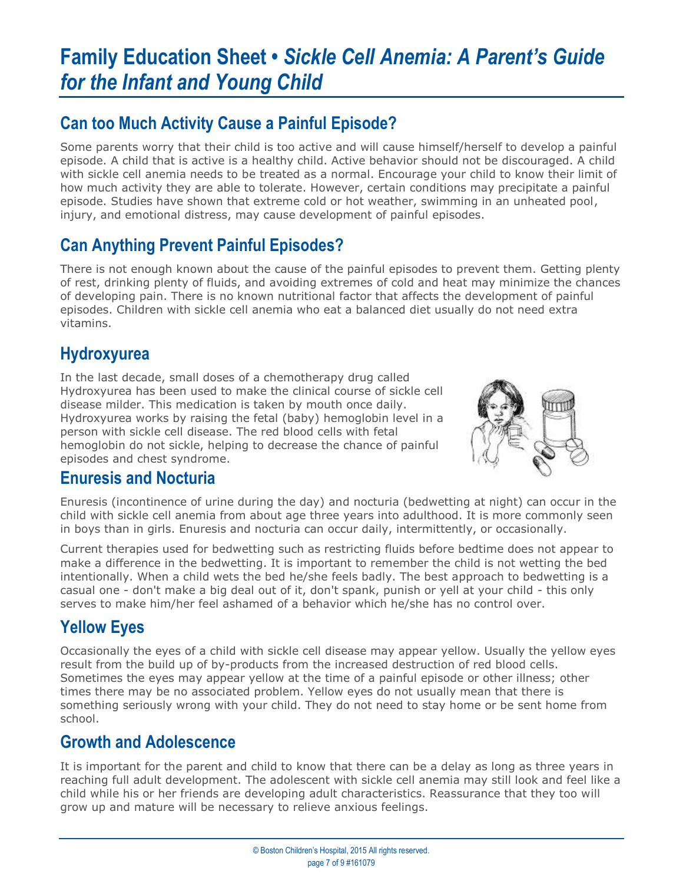# Family Education Sheet • *Sickle Cell Anemia: A Parent's Guide for the Infant and Young Child*

## Can too Much Activity Cause a Painful Episode?

Some parents worry that their child is too active and will cause himself/herself to develop a painful episode. A child that is active is a healthy child. Active behavior should not be discouraged. A child with sickle cell anemia needs to be treated as a normal. Encourage your child to know their limit of how much activity they are able to tolerate. However, certain conditions may precipitate a painful episode. Studies have shown that extreme cold or hot weather, swimming in an unheated pool, injury, and emotional distress, may cause development of painful episodes.

## Can Anything Prevent Painful Episodes?

There is not enough known about the cause of the painful episodes to prevent them. Getting plenty of rest, drinking plenty of fluids, and avoiding extremes of cold and heat may minimize the chances of developing pain. There is no known nutritional factor that affects the development of painful episodes. Children with sickle cell anemia who eat a balanced diet usually do not need extra vitamins.

## Hydroxyurea

In the last decade, small doses of a chemotherapy drug called Hydroxyurea has been used to make the clinical course of sickle cell disease milder. This medication is taken by mouth once daily. Hydroxyurea works by raising the fetal (baby) hemoglobin level in a person with sickle cell disease. The red blood cells with fetal hemoglobin do not sickle, helping to decrease the chance of painful episodes and chest syndrome.

## Enuresis and Nocturia

Enuresis (incontinence of urine during the day) and nocturia (bedwetting at night) can occur in the child with sickle cell anemia from about age three years into adulthood. It is more commonly seen in boys than in girls. Enuresis and nocturia can occur daily, intermittently, or occasionally.

Current therapies used for bedwetting such as restricting fluids before bedtime does not appear to make a difference in the bedwetting. It is important to remember the child is not wetting the bed intentionally. When a child wets the bed he/she feels badly. The best approach to bedwetting is a casual one - don't make a big deal out of it, don't spank, punish or yell at your child - this only serves to make him/her feel ashamed of a behavior which he/she has no control over.

## Yellow Eyes

Occasionally the eyes of a child with sickle cell disease may appear yellow. Usually the yellow eyes result from the build up of by-products from the increased destruction of red blood cells. Sometimes the eyes may appear yellow at the time of a painful episode or other illness; other times there may be no associated problem. Yellow eyes do not usually mean that there is something seriously wrong with your child. They do not need to stay home or be sent home from school.

## Growth and Adolescence

It is important for the parent and child to know that there can be a delay as long as three years in reaching full adult development. The adolescent with sickle cell anemia may still look and feel like a child while his or her friends are developing adult characteristics. Reassurance that they too will grow up and mature will be necessary to relieve anxious feelings.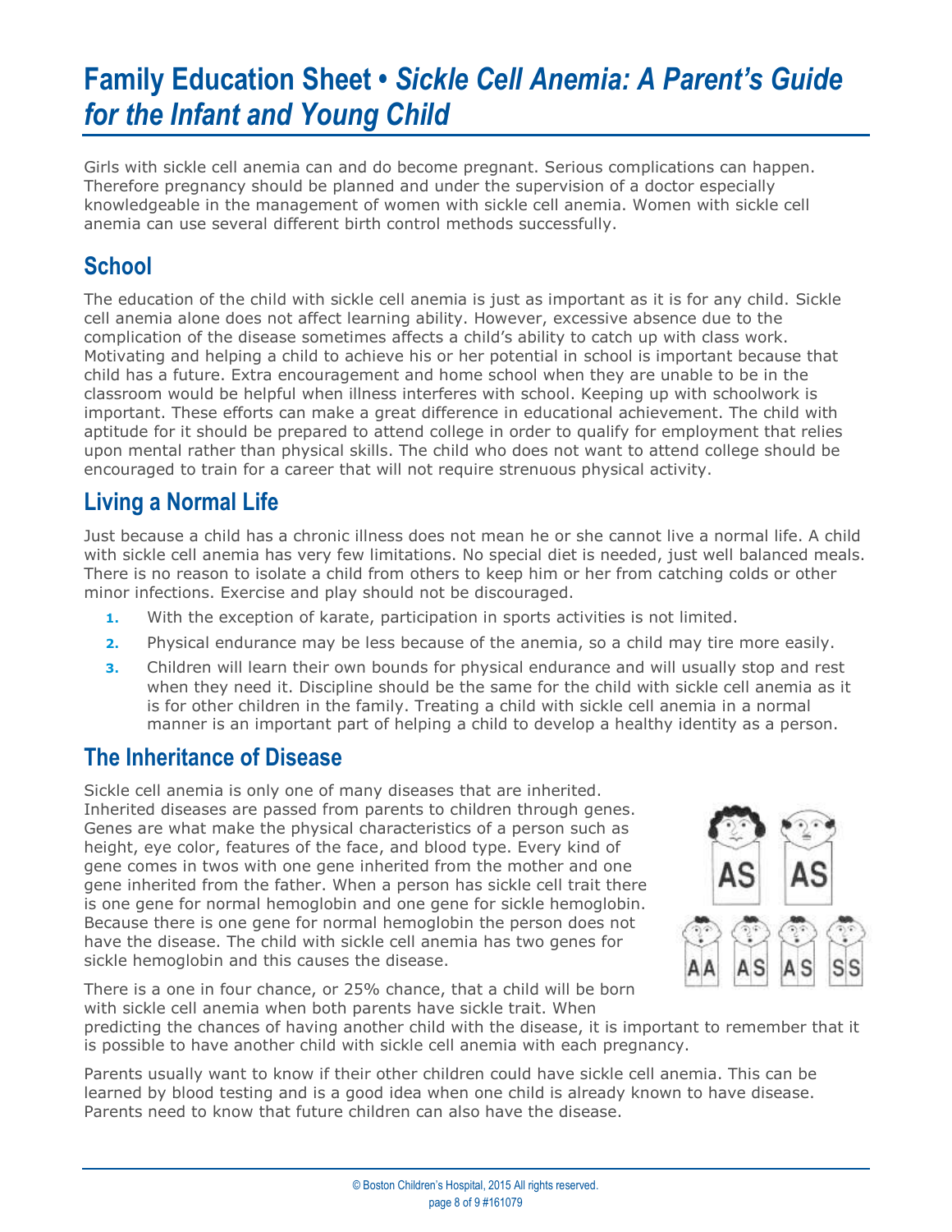# Family Education Sheet • *Sickle Cell Anemia: A Parent's Guide for the Infant and Young Child*

Girls with sickle cell anemia can and do become pregnant. Serious complications can happen. Therefore pregnancy should be planned and under the supervision of a doctor especially knowledgeable in the management of women with sickle cell anemia. Women with sickle cell anemia can use several different birth control methods successfully.

## School

The education of the child with sickle cell anemia is just as important as it is for any child. Sickle cell anemia alone does not affect learning ability. However, excessive absence due to the complication of the disease sometimes affects a child's ability to catch up with class work. Motivating and helping a child to achieve his or her potential in school is important because that child has a future. Extra encouragement and home school when they are unable to be in the classroom would be helpful when illness interferes with school. Keeping up with schoolwork is important. These efforts can make a great difference in educational achievement. The child with aptitude for it should be prepared to attend college in order to qualify for employment that relies upon mental rather than physical skills. The child who does not want to attend college should be encouraged to train for a career that will not require strenuous physical activity.

## Living a Normal Life

Just because a child has a chronic illness does not mean he or she cannot live a normal life. A child with sickle cell anemia has very few limitations. No special diet is needed, just well balanced meals. There is no reason to isolate a child from others to keep him or her from catching colds or other minor infections. Exercise and play should not be discouraged.

1. With the exception of karate, participation in sports activities is not limited.
2. Physical endurance may be less because of the anemia, so a child may tire more easily.
3. Children will learn their own bounds for physical endurance and will usually stop and rest when they need it. Discipline should be the same for the child with sickle cell anemia as it is for other children in the family. Treating a child with sickle cell anemia in a normal manner is an important part of helping a child to develop a healthy identity as a person.

## The Inheritance of Disease

Sickle cell anemia is only one of many diseases that are inherited. Inherited diseases are passed from parents to children through genes. Genes are what make the physical characteristics of a person such as height, eye color, features of the face, and blood type. Every kind of gene comes in twos with one gene inherited from the mother and one gene inherited from the father. When a person has sickle cell trait there is one gene for normal hemoglobin and one gene for sickle hemoglobin. Because there is one gene for normal hemoglobin the person does not have the disease. The child with sickle cell anemia has two genes for sickle hemoglobin and this causes the disease.

There is a one in four chance, or 25% chance, that a child will be born with sickle cell anemia when both parents have sickle trait. When predicting the chances of having another child with the disease, it is important to remember that it is possible to have another child with sickle cell anemia with each pregnancy.

Parents usually want to know if their other children could have sickle cell anemia. This can be learned by blood testing and is a good idea when one child is already known to have disease. Parents need to know that future children can also have the disease.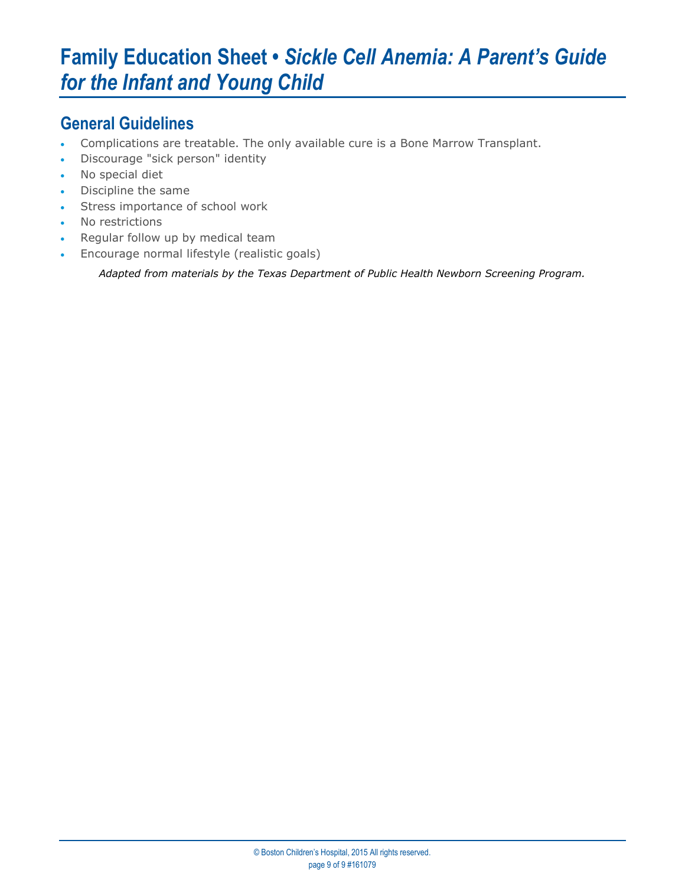# Family Education Sheet • *Sickle Cell Anemia: A Parent's Guide for the Infant and Young Child*

## General Guidelines

- Complications are treatable. The only available cure is a Bone Marrow Transplant.
- Discourage "sick person" identity
- No special diet
- Discipline the same
- Stress importance of school work
- No restrictions
- Regular follow up by medical team
- Encourage normal lifestyle (realistic goals)

*Adapted from materials by the Texas Department of Public Health Newborn Screening Program.*

© Boston Children's Hospital, 2015 All rights reserved.
#161079